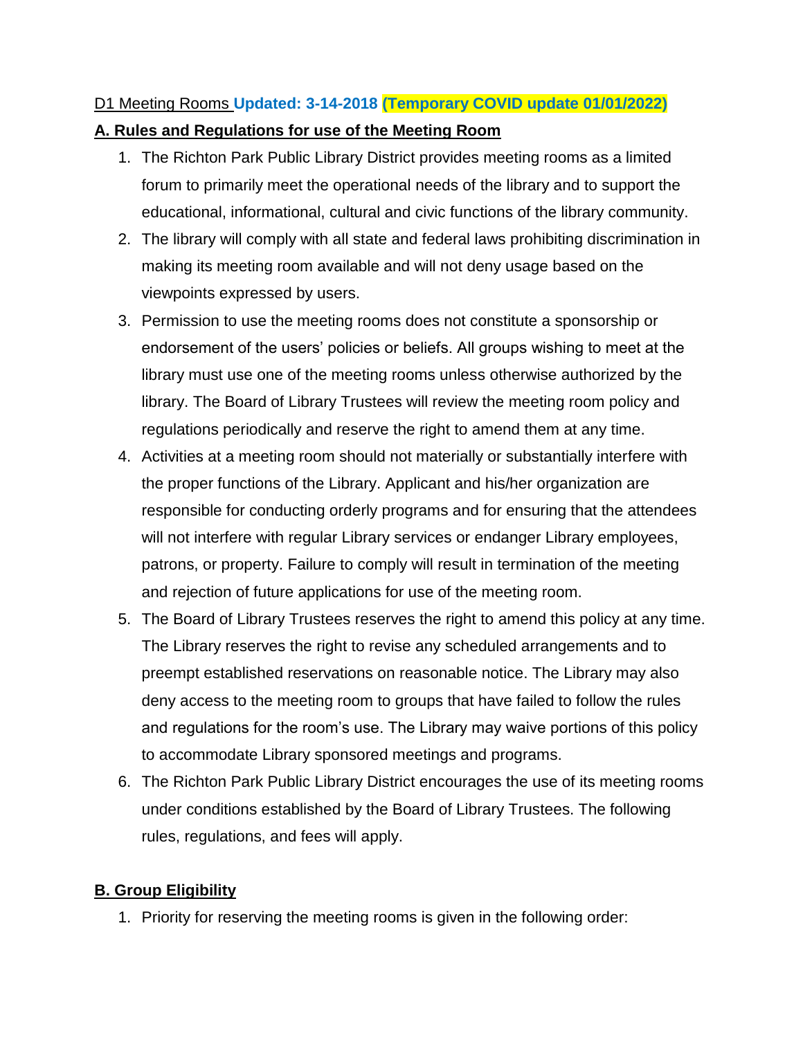D1 Meeting Rooms **Updated: 3-14-2018** **(Temporary COVID update 01/01/2022)**

## A. Rules and Regulations for use of the Meeting Room

1. The Richton Park Public Library District provides meeting rooms as a limited forum to primarily meet the operational needs of the library and to support the educational, informational, cultural and civic functions of the library community.
2. The library will comply with all state and federal laws prohibiting discrimination in making its meeting room available and will not deny usage based on the viewpoints expressed by users.
3. Permission to use the meeting rooms does not constitute a sponsorship or endorsement of the users' policies or beliefs. All groups wishing to meet at the library must use one of the meeting rooms unless otherwise authorized by the library. The Board of Library Trustees will review the meeting room policy and regulations periodically and reserve the right to amend them at any time.
4. Activities at a meeting room should not materially or substantially interfere with the proper functions of the Library. Applicant and his/her organization are responsible for conducting orderly programs and for ensuring that the attendees will not interfere with regular Library services or endanger Library employees, patrons, or property. Failure to comply will result in termination of the meeting and rejection of future applications for use of the meeting room.
5. The Board of Library Trustees reserves the right to amend this policy at any time. The Library reserves the right to revise any scheduled arrangements and to preempt established reservations on reasonable notice. The Library may also deny access to the meeting room to groups that have failed to follow the rules and regulations for the room's use. The Library may waive portions of this policy to accommodate Library sponsored meetings and programs.
6. The Richton Park Public Library District encourages the use of its meeting rooms under conditions established by the Board of Library Trustees. The following rules, regulations, and fees will apply.

## B. Group Eligibility

1. Priority for reserving the meeting rooms is given in the following order: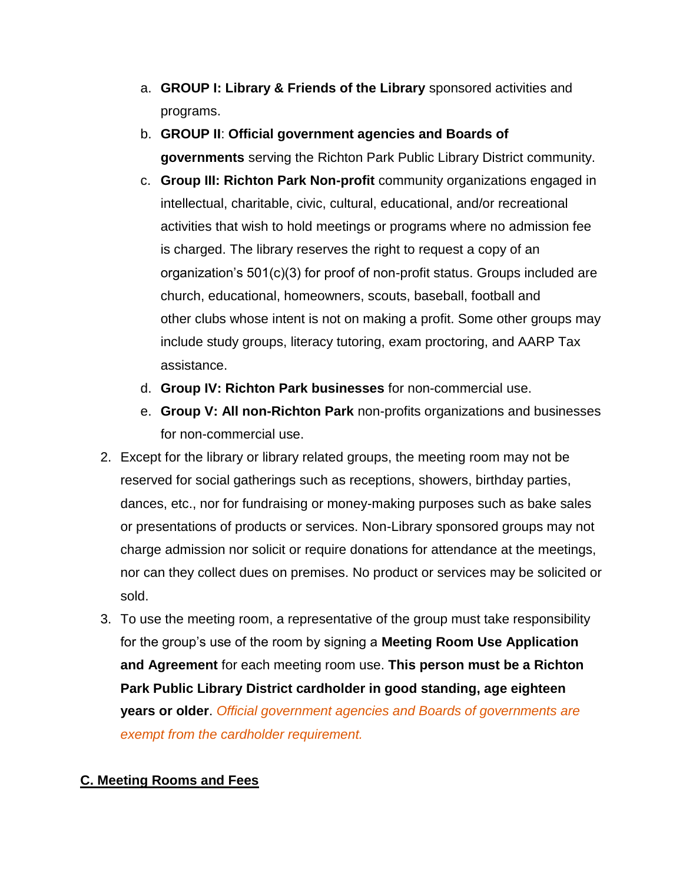a. **GROUP I: Library & Friends of the Library** sponsored activities and programs.
   b. **GROUP II**: **Official government agencies and Boards of governments** serving the Richton Park Public Library District community.
   c. **Group III: Richton Park Non-profit** community organizations engaged in intellectual, charitable, civic, cultural, educational, and/or recreational activities that wish to hold meetings or programs where no admission fee is charged. The library reserves the right to request a copy of an organization's 501(c)(3) for proof of non-profit status. Groups included are church, educational, homeowners, scouts, baseball, football and other clubs whose intent is not on making a profit. Some other groups may include study groups, literacy tutoring, exam proctoring, and AARP Tax assistance.
   d. **Group IV: Richton Park businesses** for non-commercial use.
   e. **Group V: All non-Richton Park** non-profits organizations and businesses for non-commercial use.

2. Except for the library or library related groups, the meeting room may not be reserved for social gatherings such as receptions, showers, birthday parties, dances, etc., nor for fundraising or money-making purposes such as bake sales or presentations of products or services. Non-Library sponsored groups may not charge admission nor solicit or require donations for attendance at the meetings, nor can they collect dues on premises. No product or services may be solicited or sold.
3. To use the meeting room, a representative of the group must take responsibility for the group's use of the room by signing a **Meeting Room Use Application and Agreement** for each meeting room use. **This person must be a Richton Park Public Library District cardholder in good standing, age eighteen years or older**. *Official government agencies and Boards of governments are exempt from the cardholder requirement.*

## C. Meeting Rooms and Fees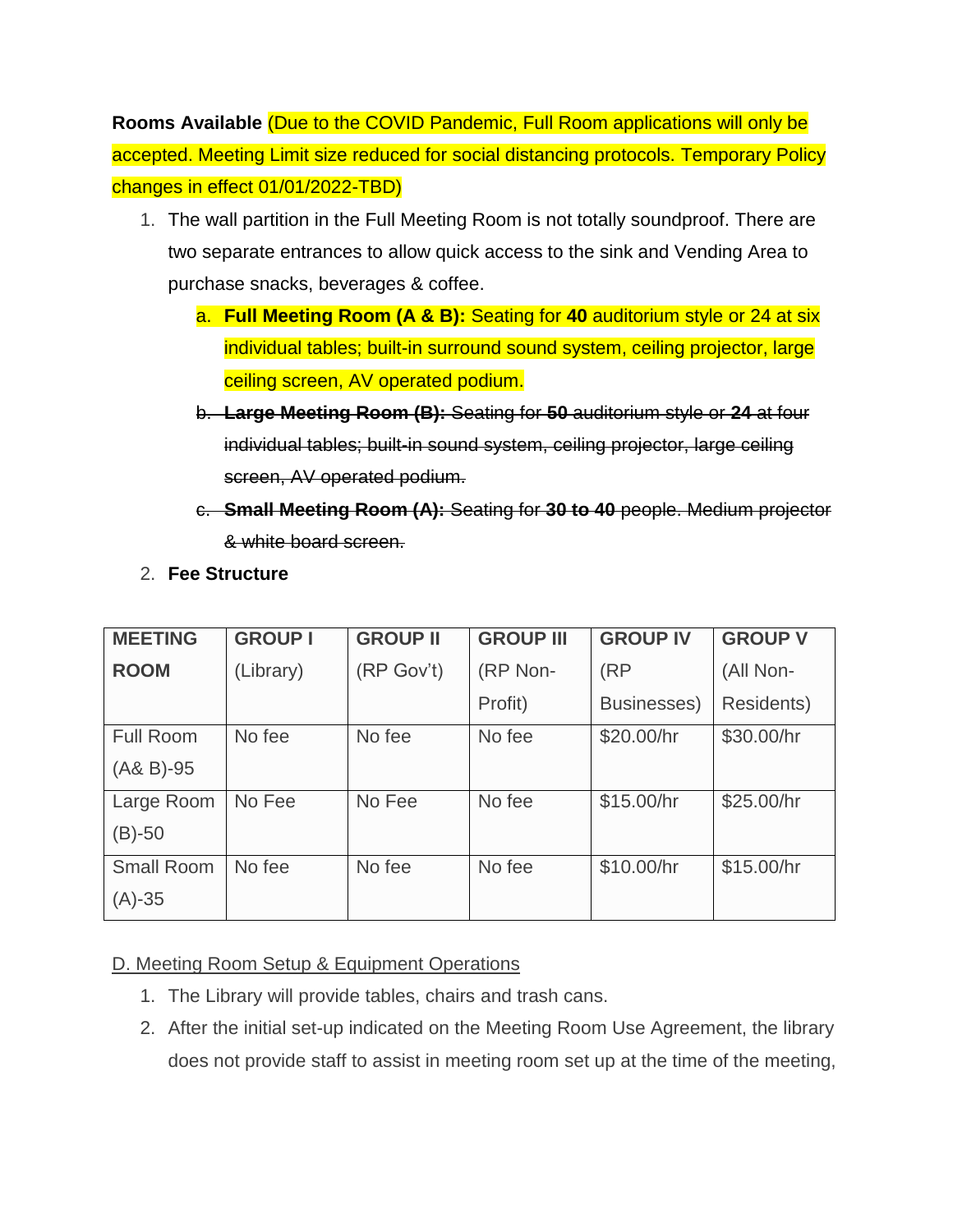**Rooms Available** (Due to the COVID Pandemic, Full Room applications will only be accepted. Meeting Limit size reduced for social distancing protocols. Temporary Policy changes in effect 01/01/2022-TBD)

1. The wall partition in the Full Meeting Room is not totally soundproof. There are two separate entrances to allow quick access to the sink and Vending Area to purchase snacks, beverages & coffee.
   a. **Full Meeting Room (A & B):** Seating for **40** auditorium style or 24 at six individual tables; built-in surround sound system, ceiling projector, large ceiling screen, AV operated podium.
   b. ~~**Large Meeting Room (B):** Seating for **50** auditorium style or **24** at four individual tables; built-in sound system, ceiling projector, large ceiling screen, AV operated podium.~~
   c. ~~**Small Meeting Room (A):** Seating for **30 to 40** people. Medium projector & white board screen.~~
2. **Fee Structure**

| **MEETING ROOM** | **GROUP I** (Library) | **GROUP II** (RP Gov't) | **GROUP III** (RP Non-Profit) | **GROUP IV** (RP Businesses) | **GROUP V** (All Non-Residents) |
|---|---|---|---|---|---|
| Full Room (A& B)-95 | No fee | No fee | No fee | $20.00/hr | $30.00/hr |
| Large Room (B)-50 | No Fee | No Fee | No fee | $15.00/hr | $25.00/hr |
| Small Room (A)-35 | No fee | No fee | No fee | $10.00/hr | $15.00/hr |

D. Meeting Room Setup & Equipment Operations

1. The Library will provide tables, chairs and trash cans.
2. After the initial set-up indicated on the Meeting Room Use Agreement, the library does not provide staff to assist in meeting room set up at the time of the meeting,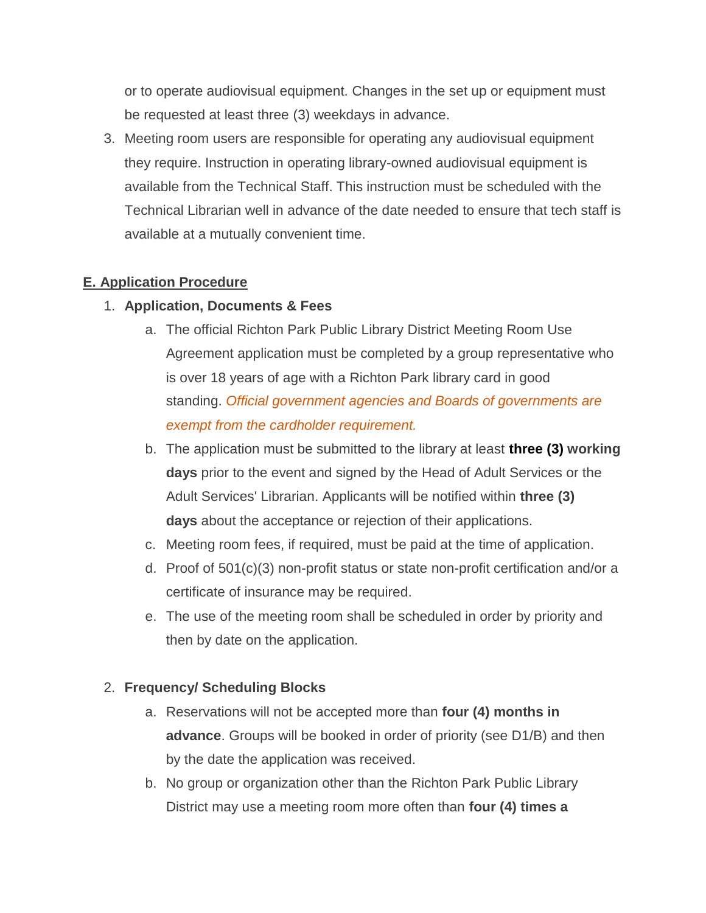or to operate audiovisual equipment. Changes in the set up or equipment must be requested at least three (3) weekdays in advance.

3. Meeting room users are responsible for operating any audiovisual equipment they require. Instruction in operating library-owned audiovisual equipment is available from the Technical Staff. This instruction must be scheduled with the Technical Librarian well in advance of the date needed to ensure that tech staff is available at a mutually convenient time.

## E. Application Procedure

1. **Application, Documents & Fees**
   a. The official Richton Park Public Library District Meeting Room Use Agreement application must be completed by a group representative who is over 18 years of age with a Richton Park library card in good standing. *Official government agencies and Boards of governments are exempt from the cardholder requirement.*
   b. The application must be submitted to the library at least **three (3) working days** prior to the event and signed by the Head of Adult Services or the Adult Services' Librarian. Applicants will be notified within **three (3) days** about the acceptance or rejection of their applications.
   c. Meeting room fees, if required, must be paid at the time of application.
   d. Proof of 501(c)(3) non-profit status or state non-profit certification and/or a certificate of insurance may be required.
   e. The use of the meeting room shall be scheduled in order by priority and then by date on the application.

2. **Frequency/ Scheduling Blocks**
   a. Reservations will not be accepted more than **four (4) months in advance**. Groups will be booked in order of priority (see D1/B) and then by the date the application was received.
   b. No group or organization other than the Richton Park Public Library District may use a meeting room more often than **four (4) times a**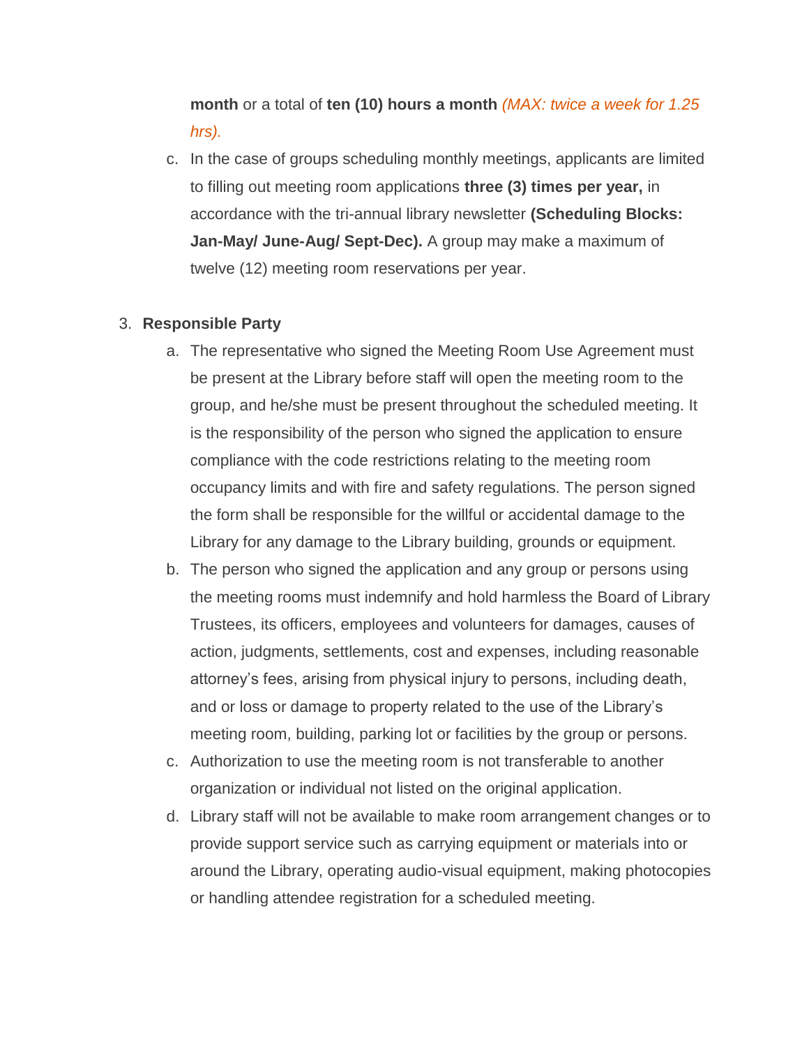**month** or a total of **ten (10) hours a month** *(MAX: twice a week for 1.25 hrs).*

c. In the case of groups scheduling monthly meetings, applicants are limited to filling out meeting room applications **three (3) times per year,** in accordance with the tri-annual library newsletter **(Scheduling Blocks: Jan-May/ June-Aug/ Sept-Dec).** A group may make a maximum of twelve (12) meeting room reservations per year.

3. **Responsible Party**

   a. The representative who signed the Meeting Room Use Agreement must be present at the Library before staff will open the meeting room to the group, and he/she must be present throughout the scheduled meeting. It is the responsibility of the person who signed the application to ensure compliance with the code restrictions relating to the meeting room occupancy limits and with fire and safety regulations. The person signed the form shall be responsible for the willful or accidental damage to the Library for any damage to the Library building, grounds or equipment.

   b. The person who signed the application and any group or persons using the meeting rooms must indemnify and hold harmless the Board of Library Trustees, its officers, employees and volunteers for damages, causes of action, judgments, settlements, cost and expenses, including reasonable attorney's fees, arising from physical injury to persons, including death, and or loss or damage to property related to the use of the Library's meeting room, building, parking lot or facilities by the group or persons.

   c. Authorization to use the meeting room is not transferable to another organization or individual not listed on the original application.

   d. Library staff will not be available to make room arrangement changes or to provide support service such as carrying equipment or materials into or around the Library, operating audio-visual equipment, making photocopies or handling attendee registration for a scheduled meeting.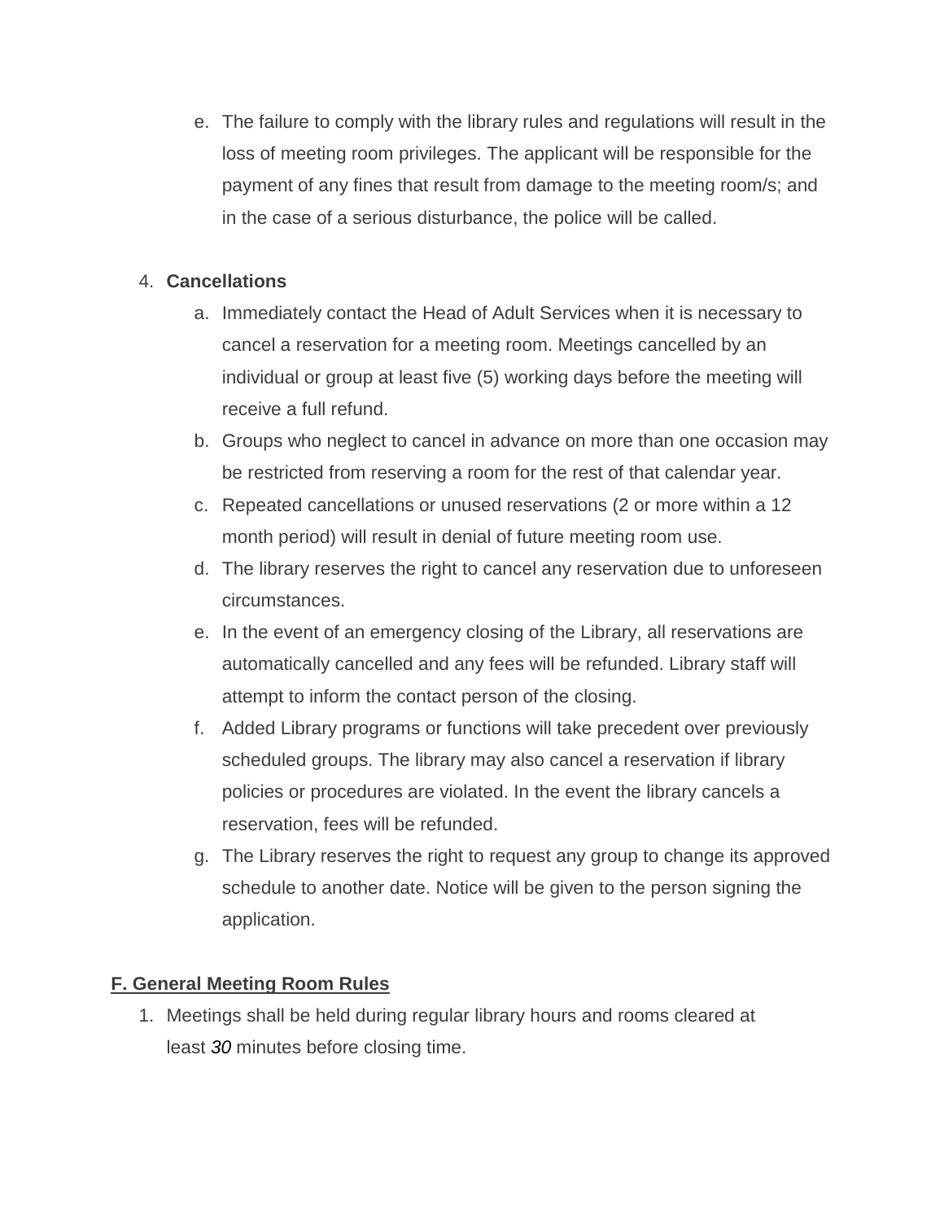e. The failure to comply with the library rules and regulations will result in the loss of meeting room privileges. The applicant will be responsible for the payment of any fines that result from damage to the meeting room/s; and in the case of a serious disturbance, the police will be called.

4. **Cancellations**
   a. Immediately contact the Head of Adult Services when it is necessary to cancel a reservation for a meeting room. Meetings cancelled by an individual or group at least five (5) working days before the meeting will receive a full refund.
   b. Groups who neglect to cancel in advance on more than one occasion may be restricted from reserving a room for the rest of that calendar year.
   c. Repeated cancellations or unused reservations (2 or more within a 12 month period) will result in denial of future meeting room use.
   d. The library reserves the right to cancel any reservation due to unforeseen circumstances.
   e. In the event of an emergency closing of the Library, all reservations are automatically cancelled and any fees will be refunded. Library staff will attempt to inform the contact person of the closing.
   f. Added Library programs or functions will take precedent over previously scheduled groups. The library may also cancel a reservation if library policies or procedures are violated. In the event the library cancels a reservation, fees will be refunded.
   g. The Library reserves the right to request any group to change its approved schedule to another date. Notice will be given to the person signing the application.

## F. General Meeting Room Rules

1. Meetings shall be held during regular library hours and rooms cleared at least *30* minutes before closing time.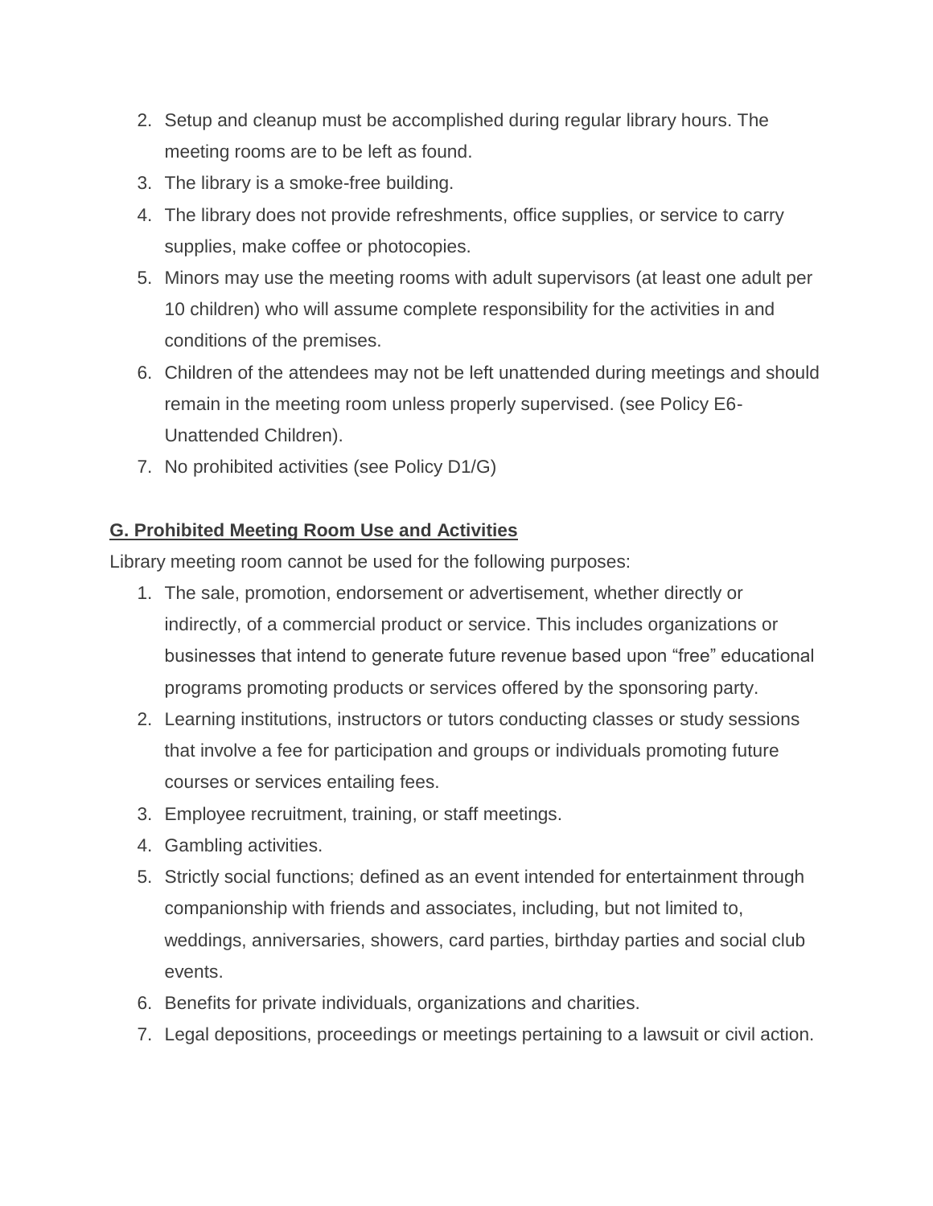2. Setup and cleanup must be accomplished during regular library hours. The meeting rooms are to be left as found.
3. The library is a smoke-free building.
4. The library does not provide refreshments, office supplies, or service to carry supplies, make coffee or photocopies.
5. Minors may use the meeting rooms with adult supervisors (at least one adult per 10 children) who will assume complete responsibility for the activities in and conditions of the premises.
6. Children of the attendees may not be left unattended during meetings and should remain in the meeting room unless properly supervised. (see Policy E6-Unattended Children).
7. No prohibited activities (see Policy D1/G)

**G. Prohibited Meeting Room Use and Activities**

Library meeting room cannot be used for the following purposes:

1. The sale, promotion, endorsement or advertisement, whether directly or indirectly, of a commercial product or service. This includes organizations or businesses that intend to generate future revenue based upon "free" educational programs promoting products or services offered by the sponsoring party.
2. Learning institutions, instructors or tutors conducting classes or study sessions that involve a fee for participation and groups or individuals promoting future courses or services entailing fees.
3. Employee recruitment, training, or staff meetings.
4. Gambling activities.
5. Strictly social functions; defined as an event intended for entertainment through companionship with friends and associates, including, but not limited to, weddings, anniversaries, showers, card parties, birthday parties and social club events.
6. Benefits for private individuals, organizations and charities.
7. Legal depositions, proceedings or meetings pertaining to a lawsuit or civil action.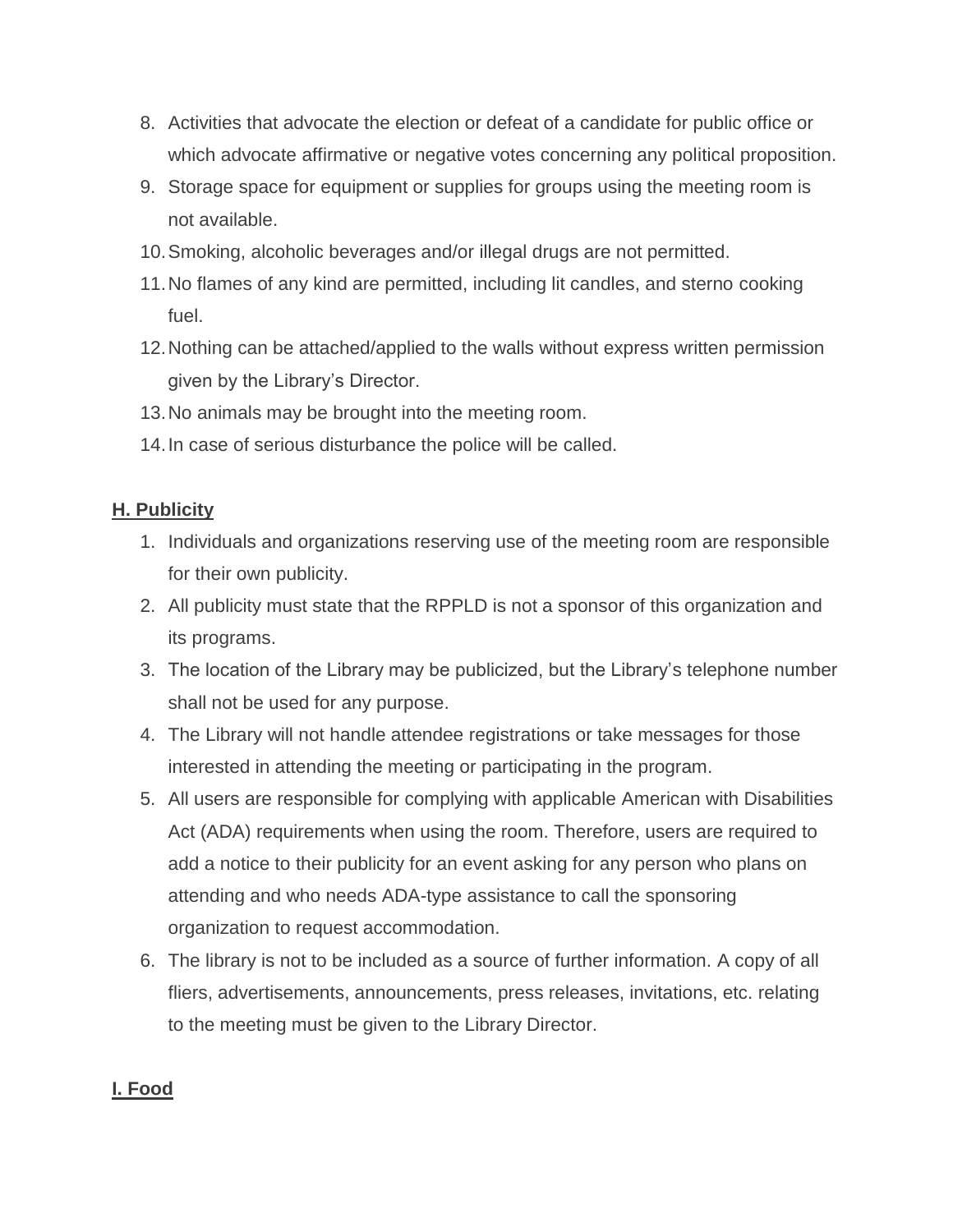8. Activities that advocate the election or defeat of a candidate for public office or which advocate affirmative or negative votes concerning any political proposition.
9. Storage space for equipment or supplies for groups using the meeting room is not available.
10. Smoking, alcoholic beverages and/or illegal drugs are not permitted.
11. No flames of any kind are permitted, including lit candles, and sterno cooking fuel.
12. Nothing can be attached/applied to the walls without express written permission given by the Library's Director.
13. No animals may be brought into the meeting room.
14. In case of serious disturbance the police will be called.

**H. Publicity**

1. Individuals and organizations reserving use of the meeting room are responsible for their own publicity.
2. All publicity must state that the RPPLD is not a sponsor of this organization and its programs.
3. The location of the Library may be publicized, but the Library's telephone number shall not be used for any purpose.
4. The Library will not handle attendee registrations or take messages for those interested in attending the meeting or participating in the program.
5. All users are responsible for complying with applicable American with Disabilities Act (ADA) requirements when using the room. Therefore, users are required to add a notice to their publicity for an event asking for any person who plans on attending and who needs ADA-type assistance to call the sponsoring organization to request accommodation.
6. The library is not to be included as a source of further information. A copy of all fliers, advertisements, announcements, press releases, invitations, etc. relating to the meeting must be given to the Library Director.

**I. Food**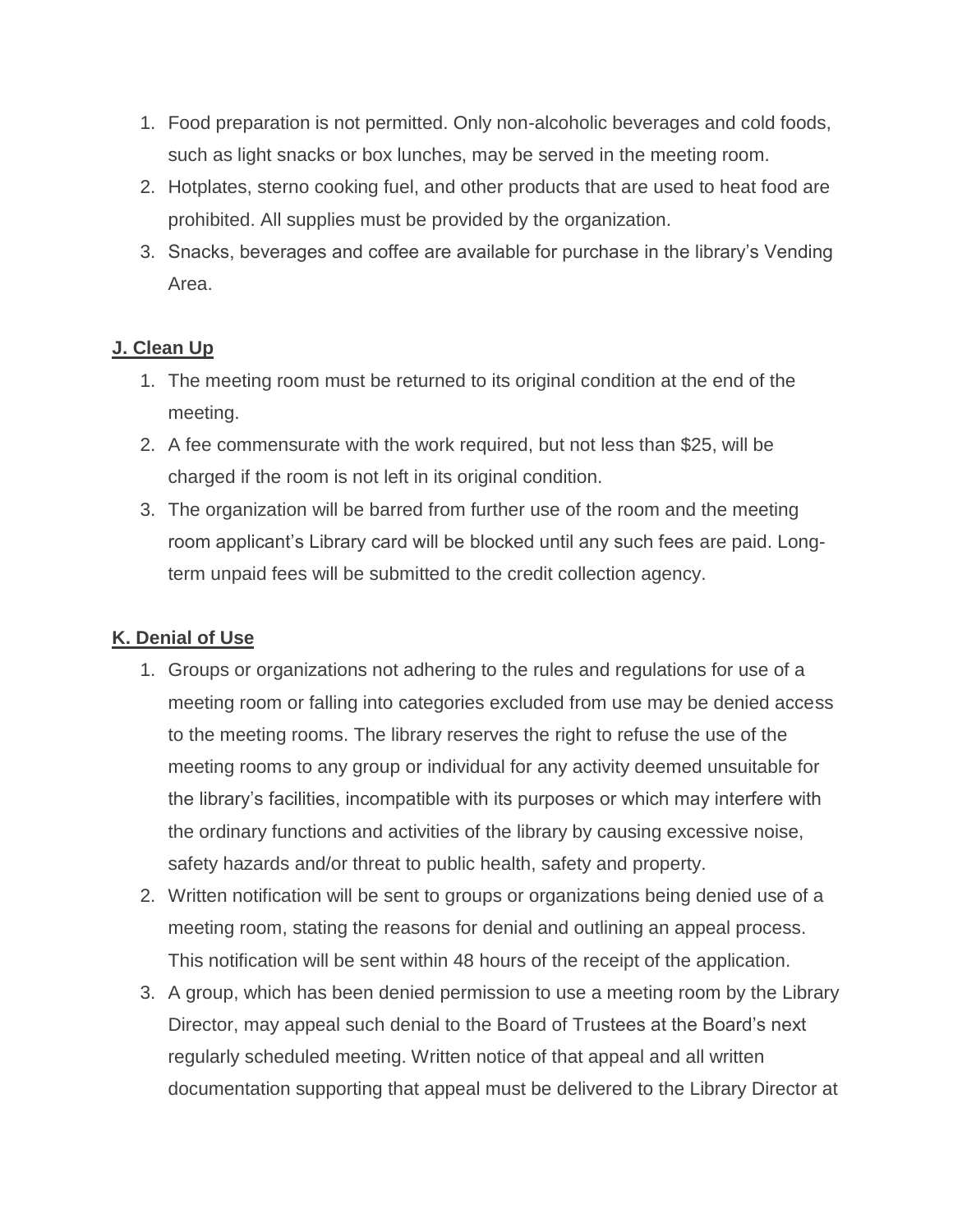1. Food preparation is not permitted. Only non-alcoholic beverages and cold foods, such as light snacks or box lunches, may be served in the meeting room.
2. Hotplates, sterno cooking fuel, and other products that are used to heat food are prohibited. All supplies must be provided by the organization.
3. Snacks, beverages and coffee are available for purchase in the library's Vending Area.

**J. Clean Up**

1. The meeting room must be returned to its original condition at the end of the meeting.
2. A fee commensurate with the work required, but not less than $25, will be charged if the room is not left in its original condition.
3. The organization will be barred from further use of the room and the meeting room applicant's Library card will be blocked until any such fees are paid. Long-term unpaid fees will be submitted to the credit collection agency.

**K. Denial of Use**

1. Groups or organizations not adhering to the rules and regulations for use of a meeting room or falling into categories excluded from use may be denied access to the meeting rooms. The library reserves the right to refuse the use of the meeting rooms to any group or individual for any activity deemed unsuitable for the library's facilities, incompatible with its purposes or which may interfere with the ordinary functions and activities of the library by causing excessive noise, safety hazards and/or threat to public health, safety and property.
2. Written notification will be sent to groups or organizations being denied use of a meeting room, stating the reasons for denial and outlining an appeal process. This notification will be sent within 48 hours of the receipt of the application.
3. A group, which has been denied permission to use a meeting room by the Library Director, may appeal such denial to the Board of Trustees at the Board's next regularly scheduled meeting. Written notice of that appeal and all written documentation supporting that appeal must be delivered to the Library Director at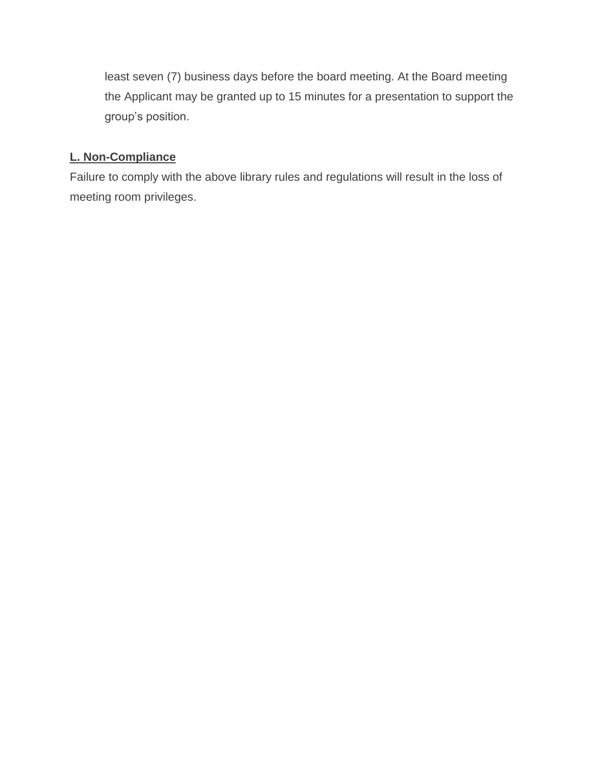least seven (7) business days before the board meeting. At the Board meeting the Applicant may be granted up to 15 minutes for a presentation to support the group's position.

**L. Non-Compliance**

Failure to comply with the above library rules and regulations will result in the loss of meeting room privileges.